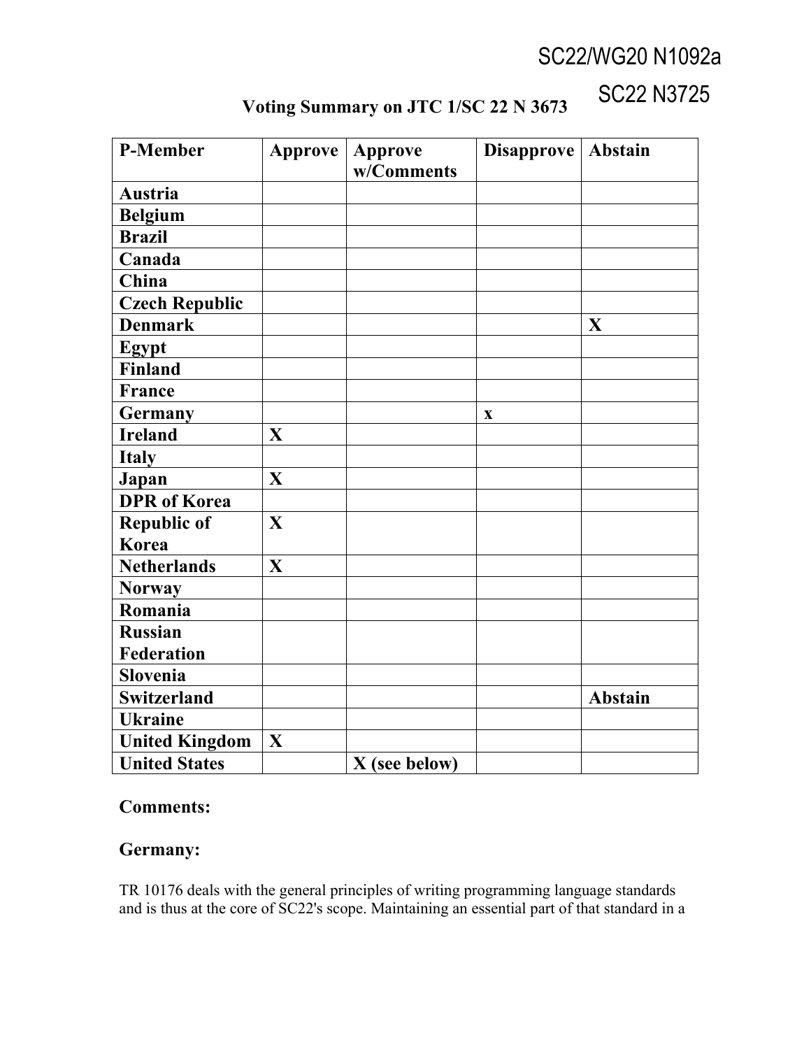SC22/WG20 N1092a

SC22 N3725

# Voting Summary on JTC 1/SC 22 N 3673

| P-Member | Approve | Approve w/Comments | Disapprove | Abstain |
|---|---|---|---|---|
| Austria | | | | |
| Belgium | | | | |
| Brazil | | | | |
| Canada | | | | |
| China | | | | |
| Czech Republic | | | | |
| Denmark | | | | X |
| Egypt | | | | |
| Finland | | | | |
| France | | | | |
| Germany | | | x | |
| Ireland | X | | | |
| Italy | | | | |
| Japan | X | | | |
| DPR of Korea | | | | |
| Republic of Korea | X | | | |
| Netherlands | X | | | |
| Norway | | | | |
| Romania | | | | |
| Russian Federation | | | | |
| Slovenia | | | | |
| Switzerland | | | | Abstain |
| Ukraine | | | | |
| United Kingdom | X | | | |
| United States | | X (see below) | | |

## Comments:

## Germany:

TR 10176 deals with the general principles of writing programming language standards and is thus at the core of SC22's scope. Maintaining an essential part of that standard in a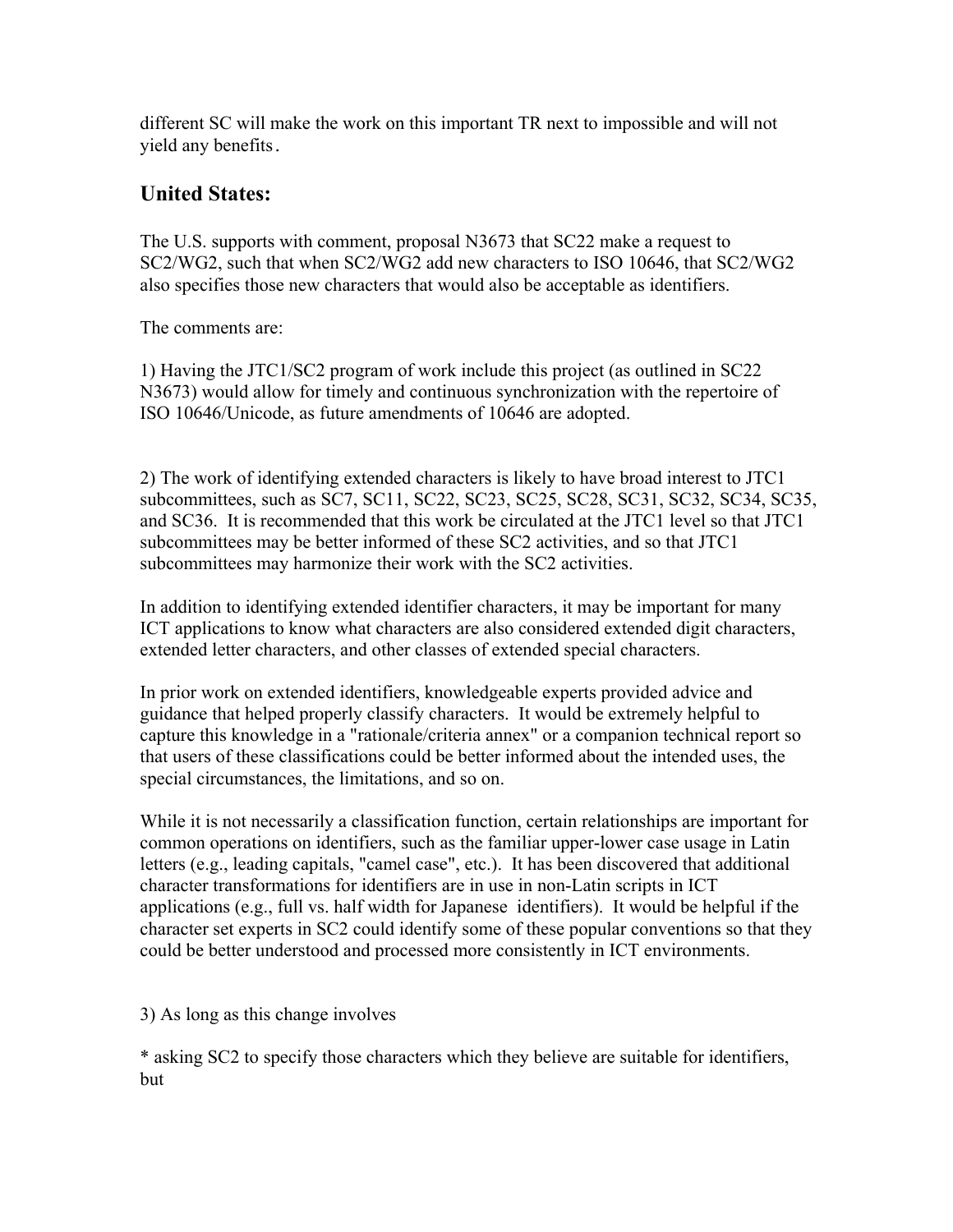different SC will make the work on this important TR next to impossible and will not yield any benefits.

## United States:

The U.S. supports with comment, proposal N3673 that SC22 make a request to SC2/WG2, such that when SC2/WG2 add new characters to ISO 10646, that SC2/WG2 also specifies those new characters that would also be acceptable as identifiers.

The comments are:

1) Having the JTC1/SC2 program of work include this project (as outlined in SC22 N3673) would allow for timely and continuous synchronization with the repertoire of ISO 10646/Unicode, as future amendments of 10646 are adopted.

2) The work of identifying extended characters is likely to have broad interest to JTC1 subcommittees, such as SC7, SC11, SC22, SC23, SC25, SC28, SC31, SC32, SC34, SC35, and SC36. It is recommended that this work be circulated at the JTC1 level so that JTC1 subcommittees may be better informed of these SC2 activities, and so that JTC1 subcommittees may harmonize their work with the SC2 activities.

In addition to identifying extended identifier characters, it may be important for many ICT applications to know what characters are also considered extended digit characters, extended letter characters, and other classes of extended special characters.

In prior work on extended identifiers, knowledgeable experts provided advice and guidance that helped properly classify characters. It would be extremely helpful to capture this knowledge in a "rationale/criteria annex" or a companion technical report so that users of these classifications could be better informed about the intended uses, the special circumstances, the limitations, and so on.

While it is not necessarily a classification function, certain relationships are important for common operations on identifiers, such as the familiar upper-lower case usage in Latin letters (e.g., leading capitals, "camel case", etc.). It has been discovered that additional character transformations for identifiers are in use in non-Latin scripts in ICT applications (e.g., full vs. half width for Japanese identifiers). It would be helpful if the character set experts in SC2 could identify some of these popular conventions so that they could be better understood and processed more consistently in ICT environments.

3) As long as this change involves

* asking SC2 to specify those characters which they believe are suitable for identifiers, but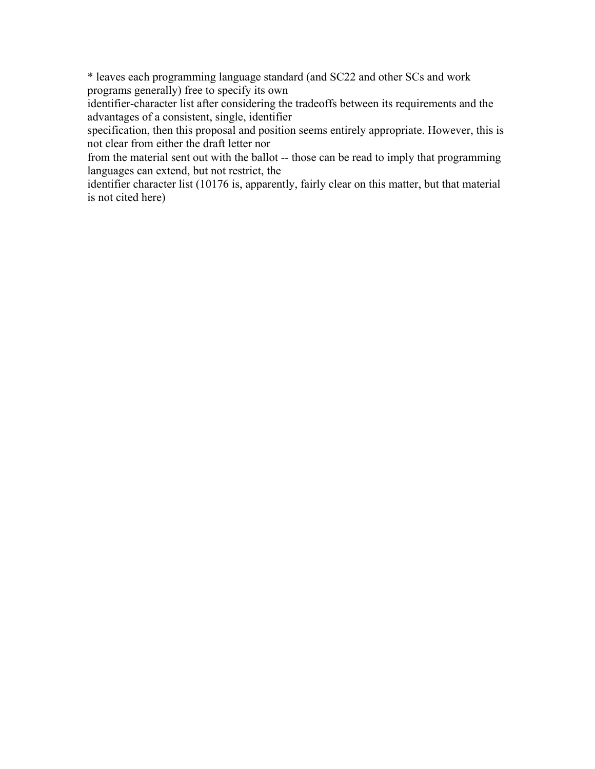* leaves each programming language standard (and SC22 and other SCs and work programs generally) free to specify its own identifier-character list after considering the tradeoffs between its requirements and the advantages of a consistent, single, identifier specification, then this proposal and position seems entirely appropriate. However, this is not clear from either the draft letter nor from the material sent out with the ballot -- those can be read to imply that programming languages can extend, but not restrict, the identifier character list (10176 is, apparently, fairly clear on this matter, but that material is not cited here)